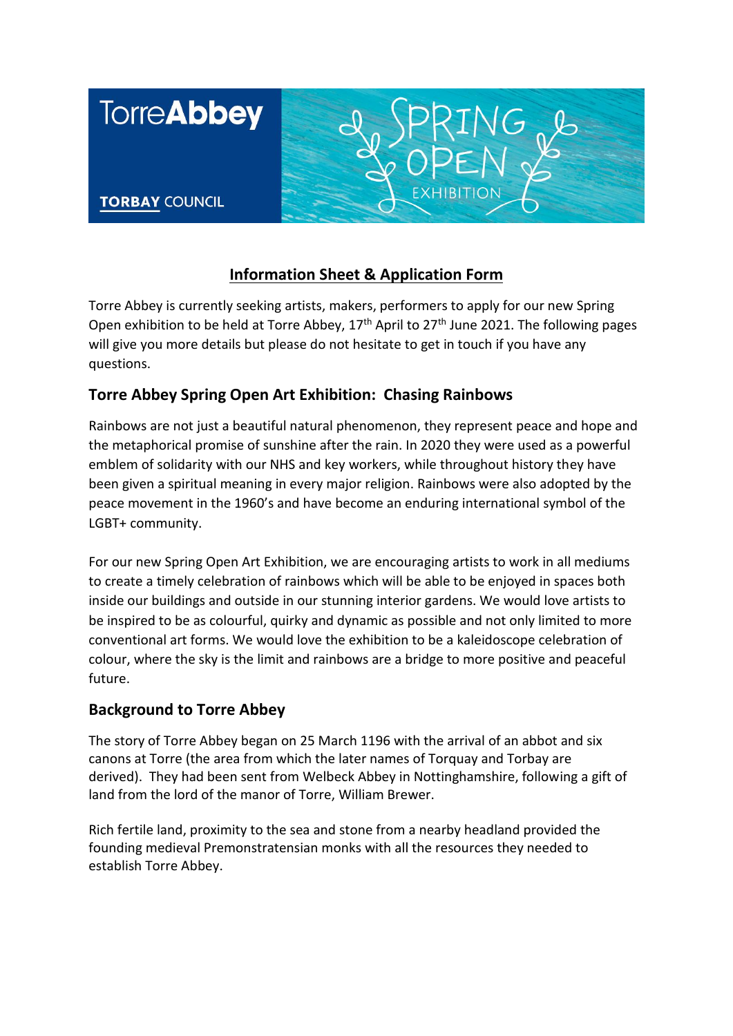TorreAbbey

TORBAY COUNCIL

SPRING OPEN EXHIBITION

## Information Sheet & Application Form

Torre Abbey is currently seeking artists, makers, performers to apply for our new Spring Open exhibition to be held at Torre Abbey, 17th April to 27th June 2021. The following pages will give you more details but please do not hesitate to get in touch if you have any questions.

### Torre Abbey Spring Open Art Exhibition: Chasing Rainbows

Rainbows are not just a beautiful natural phenomenon, they represent peace and hope and the metaphorical promise of sunshine after the rain. In 2020 they were used as a powerful emblem of solidarity with our NHS and key workers, while throughout history they have been given a spiritual meaning in every major religion. Rainbows were also adopted by the peace movement in the 1960's and have become an enduring international symbol of the LGBT+ community.

For our new Spring Open Art Exhibition, we are encouraging artists to work in all mediums to create a timely celebration of rainbows which will be able to be enjoyed in spaces both inside our buildings and outside in our stunning interior gardens. We would love artists to be inspired to be as colourful, quirky and dynamic as possible and not only limited to more conventional art forms. We would love the exhibition to be a kaleidoscope celebration of colour, where the sky is the limit and rainbows are a bridge to more positive and peaceful future.

### Background to Torre Abbey

The story of Torre Abbey began on 25 March 1196 with the arrival of an abbot and six canons at Torre (the area from which the later names of Torquay and Torbay are derived). They had been sent from Welbeck Abbey in Nottinghamshire, following a gift of land from the lord of the manor of Torre, William Brewer.

Rich fertile land, proximity to the sea and stone from a nearby headland provided the founding medieval Premonstratensian monks with all the resources they needed to establish Torre Abbey.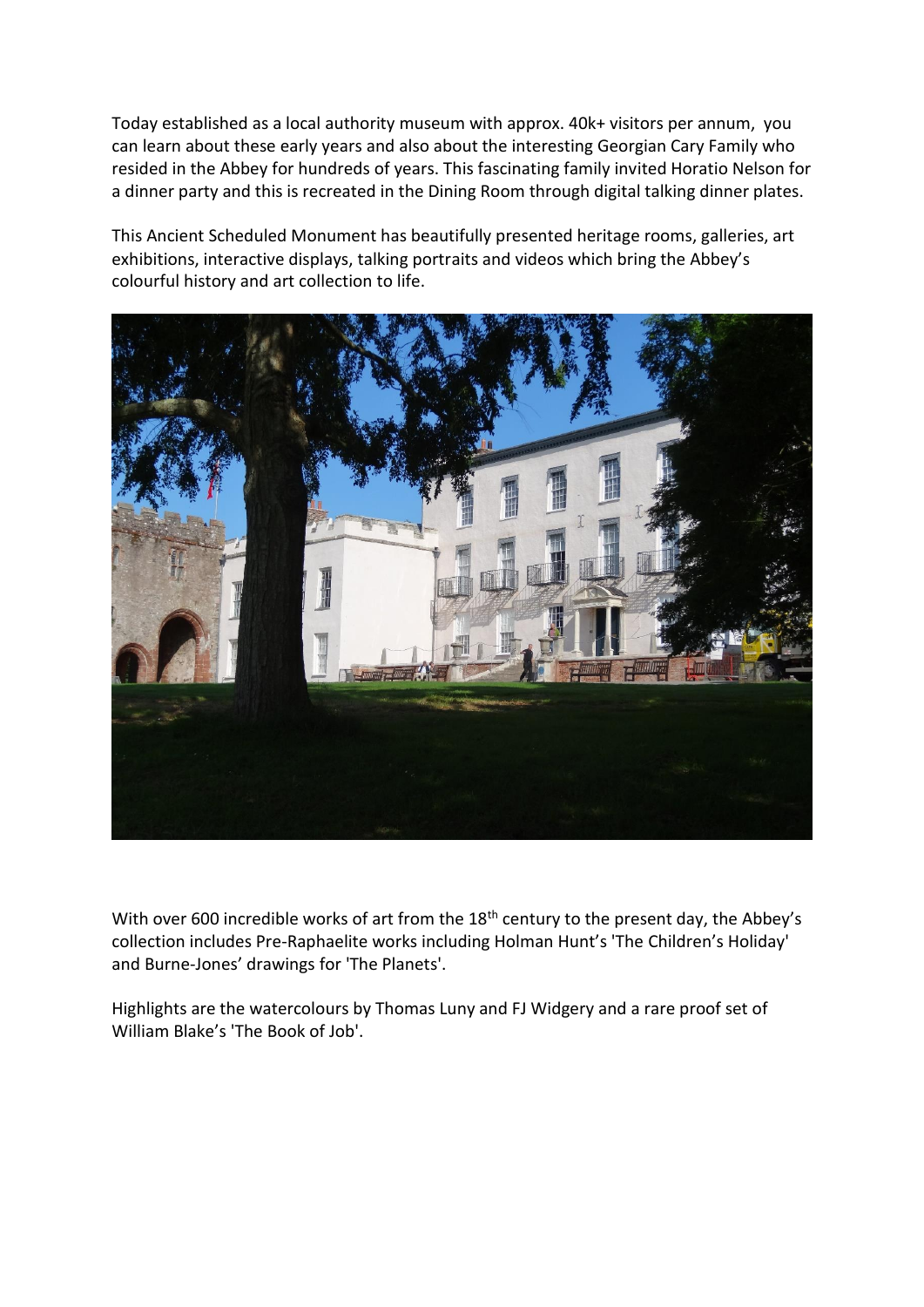Today established as a local authority museum with approx. 40k+ visitors per annum, you can learn about these early years and also about the interesting Georgian Cary Family who resided in the Abbey for hundreds of years. This fascinating family invited Horatio Nelson for a dinner party and this is recreated in the Dining Room through digital talking dinner plates.

This Ancient Scheduled Monument has beautifully presented heritage rooms, galleries, art exhibitions, interactive displays, talking portraits and videos which bring the Abbey's colourful history and art collection to life.

With over 600 incredible works of art from the 18th century to the present day, the Abbey's collection includes Pre-Raphaelite works including Holman Hunt's 'The Children's Holiday' and Burne-Jones' drawings for 'The Planets'.

Highlights are the watercolours by Thomas Luny and FJ Widgery and a rare proof set of William Blake's 'The Book of Job'.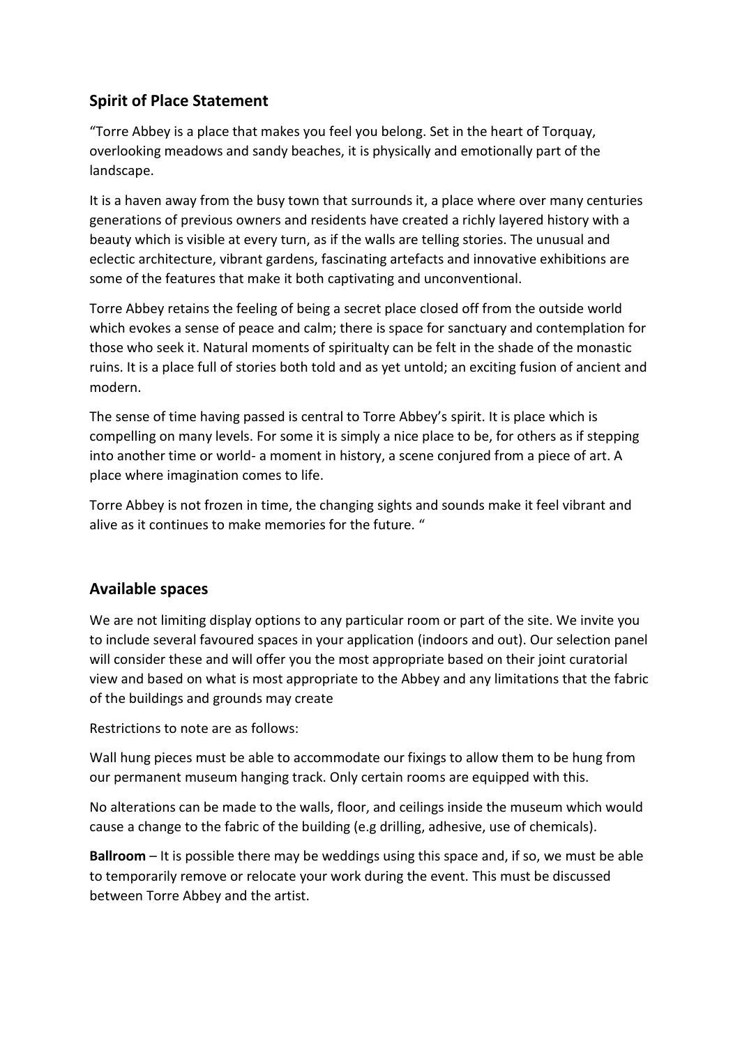## Spirit of Place Statement

"Torre Abbey is a place that makes you feel you belong. Set in the heart of Torquay, overlooking meadows and sandy beaches, it is physically and emotionally part of the landscape.

It is a haven away from the busy town that surrounds it, a place where over many centuries generations of previous owners and residents have created a richly layered history with a beauty which is visible at every turn, as if the walls are telling stories. The unusual and eclectic architecture, vibrant gardens, fascinating artefacts and innovative exhibitions are some of the features that make it both captivating and unconventional.

Torre Abbey retains the feeling of being a secret place closed off from the outside world which evokes a sense of peace and calm; there is space for sanctuary and contemplation for those who seek it. Natural moments of spiritualty can be felt in the shade of the monastic ruins. It is a place full of stories both told and as yet untold; an exciting fusion of ancient and modern.

The sense of time having passed is central to Torre Abbey's spirit. It is place which is compelling on many levels. For some it is simply a nice place to be, for others as if stepping into another time or world- a moment in history, a scene conjured from a piece of art. A place where imagination comes to life.

Torre Abbey is not frozen in time, the changing sights and sounds make it feel vibrant and alive as it continues to make memories for the future. "

## Available spaces

We are not limiting display options to any particular room or part of the site. We invite you to include several favoured spaces in your application (indoors and out). Our selection panel will consider these and will offer you the most appropriate based on their joint curatorial view and based on what is most appropriate to the Abbey and any limitations that the fabric of the buildings and grounds may create

Restrictions to note are as follows:

Wall hung pieces must be able to accommodate our fixings to allow them to be hung from our permanent museum hanging track. Only certain rooms are equipped with this.

No alterations can be made to the walls, floor, and ceilings inside the museum which would cause a change to the fabric of the building (e.g drilling, adhesive, use of chemicals).

**Ballroom** – It is possible there may be weddings using this space and, if so, we must be able to temporarily remove or relocate your work during the event. This must be discussed between Torre Abbey and the artist.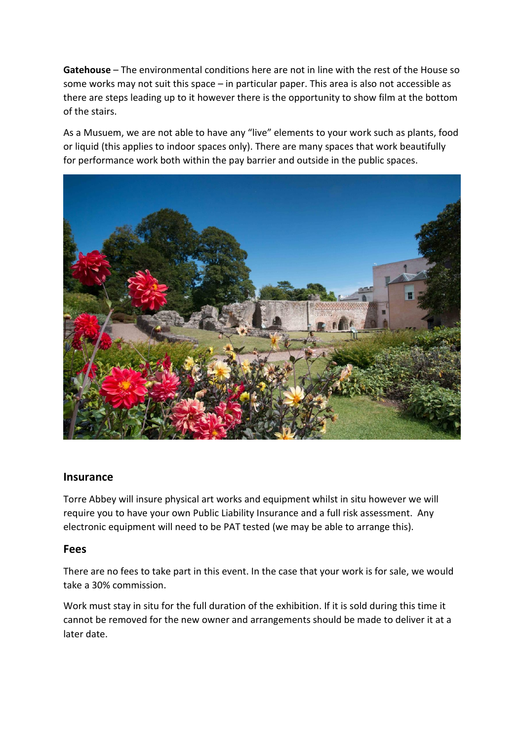**Gatehouse** – The environmental conditions here are not in line with the rest of the House so some works may not suit this space – in particular paper. This area is also not accessible as there are steps leading up to it however there is the opportunity to show film at the bottom of the stairs.

As a Musuem, we are not able to have any "live" elements to your work such as plants, food or liquid (this applies to indoor spaces only). There are many spaces that work beautifully for performance work both within the pay barrier and outside in the public spaces.

## Insurance

Torre Abbey will insure physical art works and equipment whilst in situ however we will require you to have your own Public Liability Insurance and a full risk assessment. Any electronic equipment will need to be PAT tested (we may be able to arrange this).

## Fees

There are no fees to take part in this event. In the case that your work is for sale, we would take a 30% commission.

Work must stay in situ for the full duration of the exhibition. If it is sold during this time it cannot be removed for the new owner and arrangements should be made to deliver it at a later date.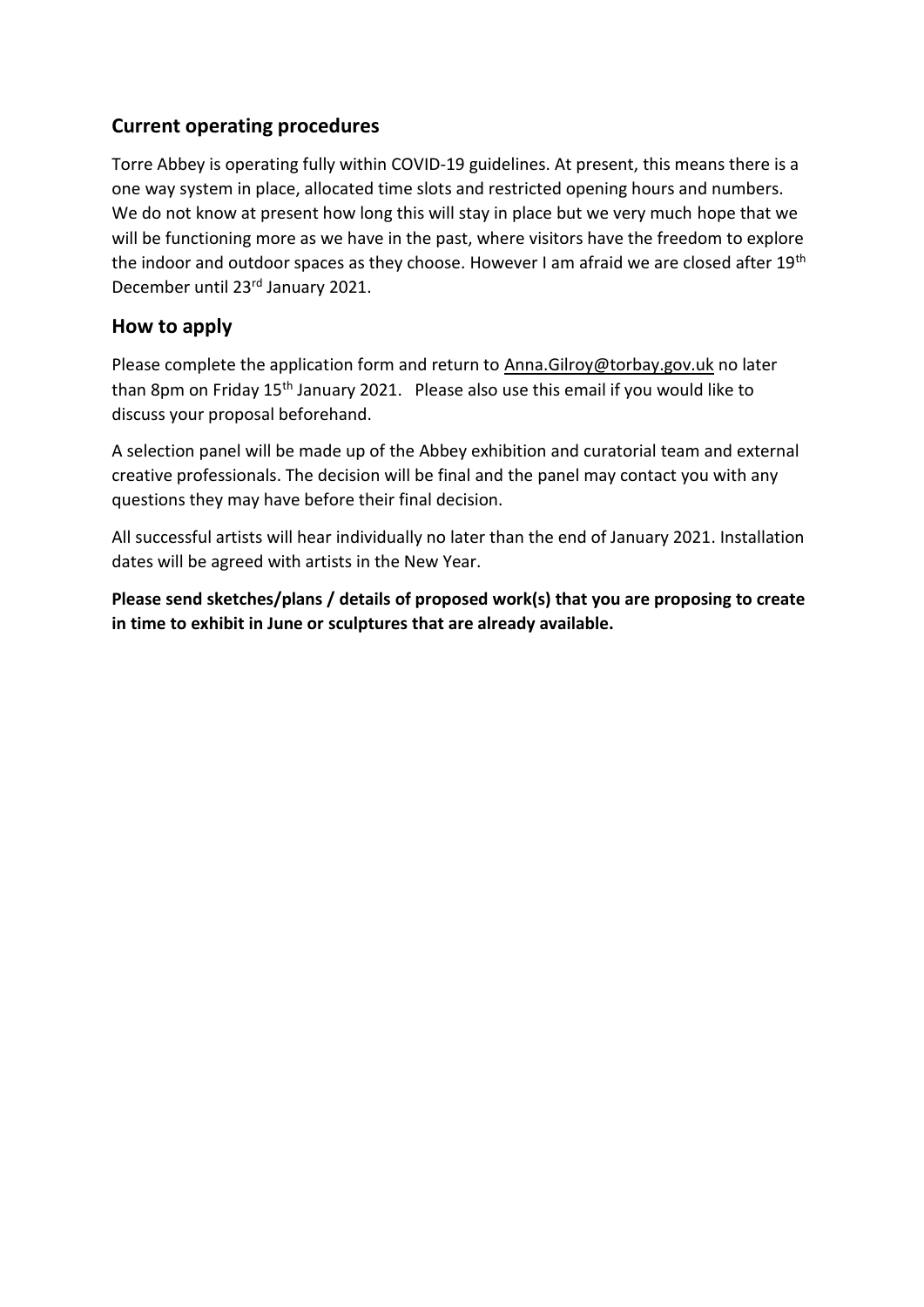## Current operating procedures

Torre Abbey is operating fully within COVID-19 guidelines. At present, this means there is a one way system in place, allocated time slots and restricted opening hours and numbers. We do not know at present how long this will stay in place but we very much hope that we will be functioning more as we have in the past, where visitors have the freedom to explore the indoor and outdoor spaces as they choose. However I am afraid we are closed after 19th December until 23rd January 2021.

## How to apply

Please complete the application form and return to Anna.Gilroy@torbay.gov.uk no later than 8pm on Friday 15th January 2021. Please also use this email if you would like to discuss your proposal beforehand.

A selection panel will be made up of the Abbey exhibition and curatorial team and external creative professionals. The decision will be final and the panel may contact you with any questions they may have before their final decision.

All successful artists will hear individually no later than the end of January 2021. Installation dates will be agreed with artists in the New Year.

**Please send sketches/plans / details of proposed work(s) that you are proposing to create in time to exhibit in June or sculptures that are already available.**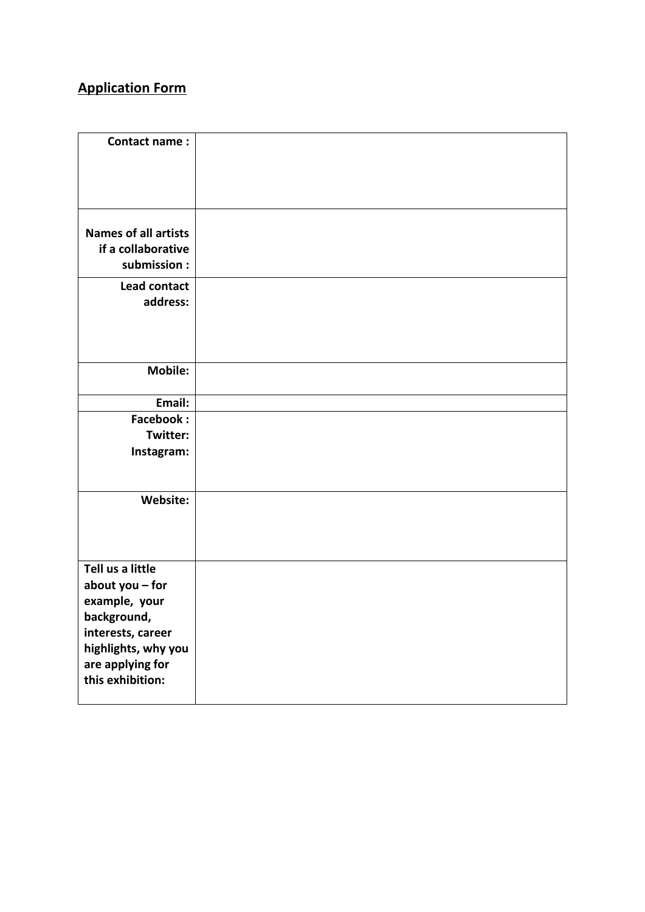## Application Form

| Field | |
|---|---|
| **Contact name :** | |
| **Names of all artists if a collaborative submission :** | |
| **Lead contact address:** | |
| **Mobile:** | |
| **Email:** | |
| **Facebook :**<br>**Twitter:**<br>**Instagram:** | |
| **Website:** | |
| **Tell us a little about you – for example, your background, interests, career highlights, why you are applying for this exhibition:** | |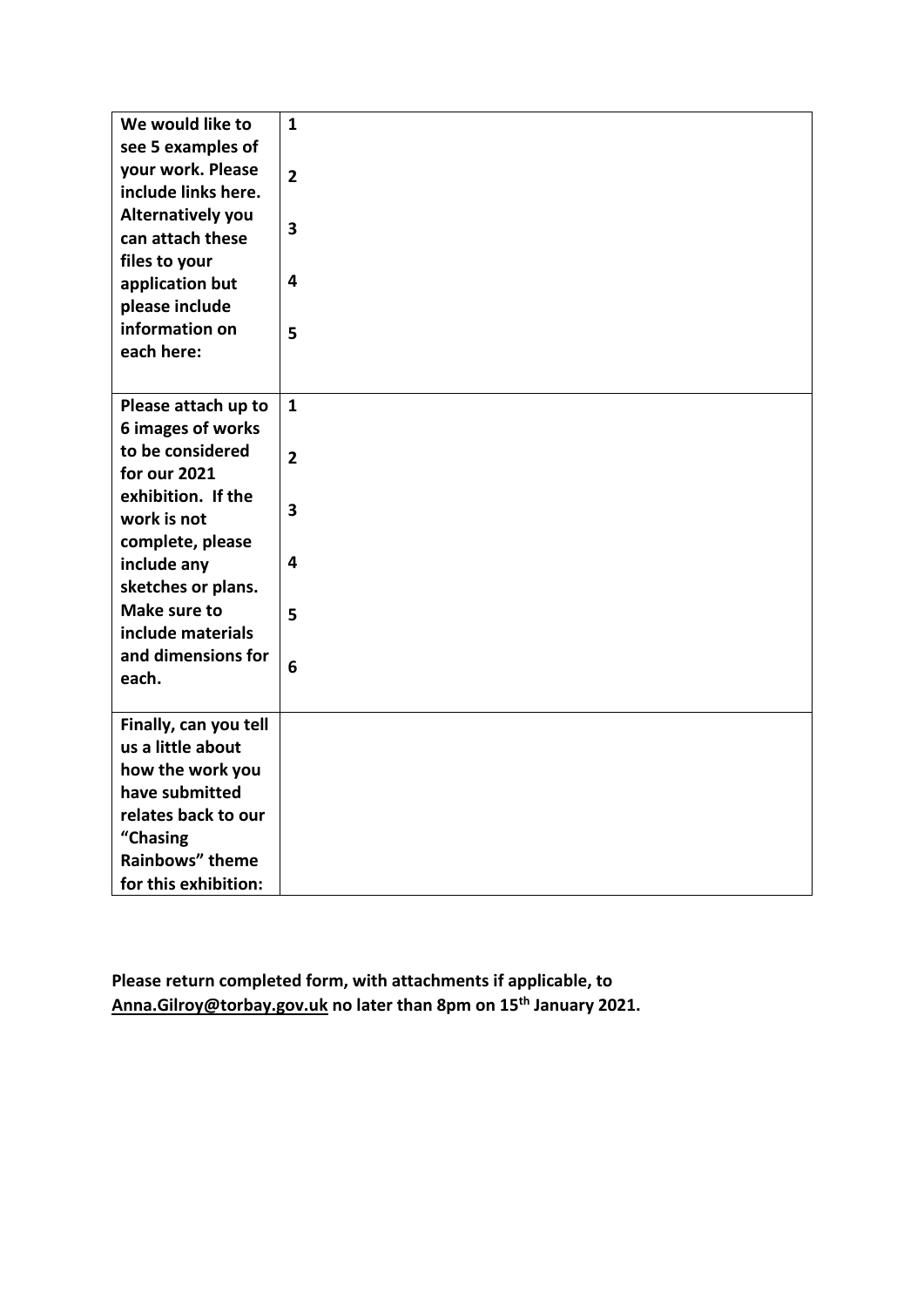| | |
|---|---|
| **We would like to see 5 examples of your work. Please include links here. Alternatively you can attach these files to your application but please include information on each here:** | **1**<br><br>**2**<br><br>**3**<br><br>**4**<br><br>**5** |
| **Please attach up to 6 images of works to be considered for our 2021 exhibition. If the work is not complete, please include any sketches or plans. Make sure to include materials and dimensions for each.** | **1**<br><br>**2**<br><br>**3**<br><br>**4**<br><br>**5**<br><br>**6** |
| **Finally, can you tell us a little about how the work you have submitted relates back to our "Chasing Rainbows" theme for this exhibition:** | |

**Please return completed form, with attachments if applicable, to Anna.Gilroy@torbay.gov.uk no later than 8pm on 15th January 2021.**